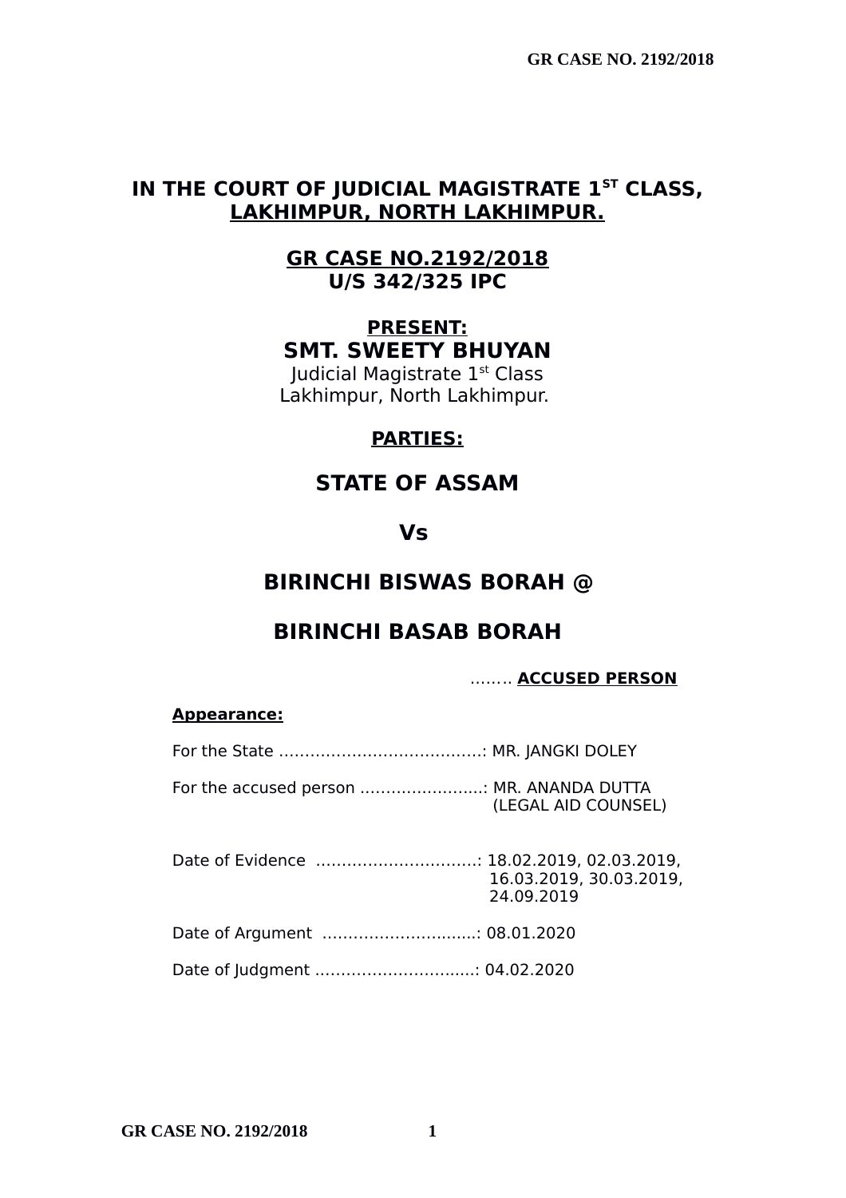# IN THE COURT OF JUDICIAL MAGISTRATE 1$^{ST}$ CLASS, LAKHIMPUR, NORTH LAKHIMPUR.

## GR CASE NO.2192/2018
## U/S 342/325 IPC

**PRESENT:**

**SMT. SWEETY BHUYAN**

Judicial Magistrate 1$^{st}$ Class
Lakhimpur, North Lakhimpur.

**PARTIES:**

## STATE OF ASSAM

## Vs

## BIRINCHI BISWAS BORAH @

## BIRINCHI BASAB BORAH

…….. **ACCUSED PERSON**

**Appearance:**

For the State …………………………………: MR. JANGKI DOLEY

For the accused person ……………………: MR. ANANDA DUTTA (LEGAL AID COUNSEL)

Date of Evidence …………………………..: 18.02.2019, 02.03.2019, 16.03.2019, 30.03.2019, 24.09.2019

Date of Argument …………………………: 08.01.2020

Date of Judgment …………………………: 04.02.2020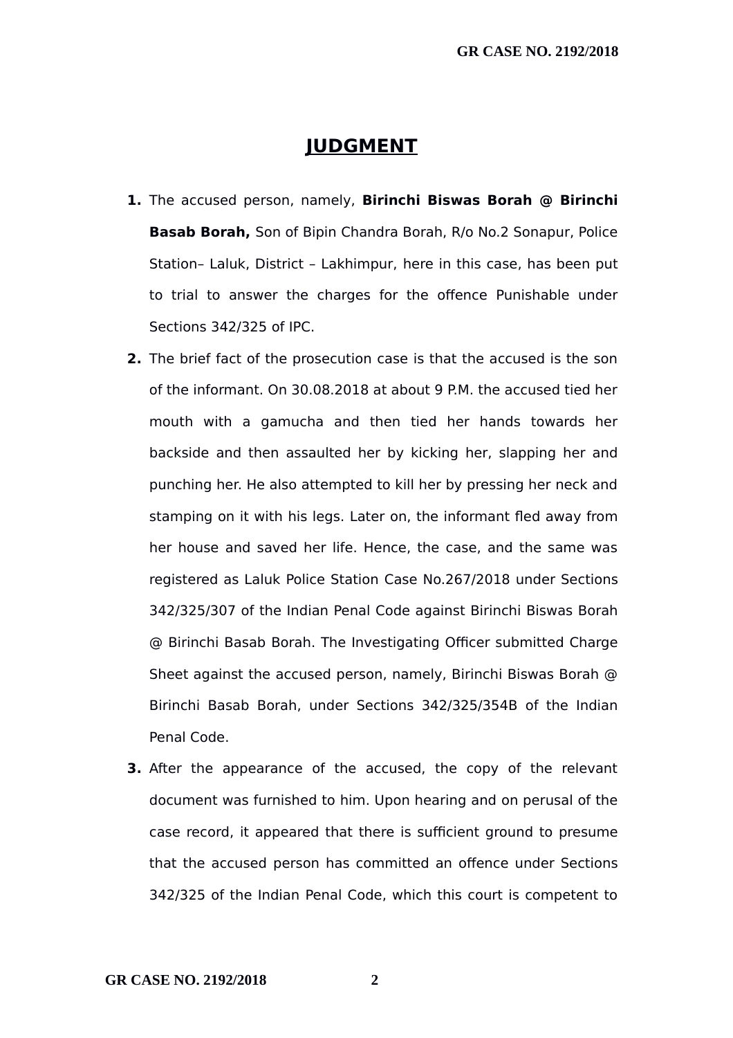# JUDGMENT

1. The accused person, namely, **Birinchi Biswas Borah @ Birinchi Basab Borah,** Son of Bipin Chandra Borah, R/o No.2 Sonapur, Police Station– Laluk, District – Lakhimpur, here in this case, has been put to trial to answer the charges for the offence Punishable under Sections 342/325 of IPC.

2. The brief fact of the prosecution case is that the accused is the son of the informant. On 30.08.2018 at about 9 P.M. the accused tied her mouth with a gamucha and then tied her hands towards her backside and then assaulted her by kicking her, slapping her and punching her. He also attempted to kill her by pressing her neck and stamping on it with his legs. Later on, the informant fled away from her house and saved her life. Hence, the case, and the same was registered as Laluk Police Station Case No.267/2018 under Sections 342/325/307 of the Indian Penal Code against Birinchi Biswas Borah @ Birinchi Basab Borah. The Investigating Officer submitted Charge Sheet against the accused person, namely, Birinchi Biswas Borah @ Birinchi Basab Borah, under Sections 342/325/354B of the Indian Penal Code.

3. After the appearance of the accused, the copy of the relevant document was furnished to him. Upon hearing and on perusal of the case record, it appeared that there is sufficient ground to presume that the accused person has committed an offence under Sections 342/325 of the Indian Penal Code, which this court is competent to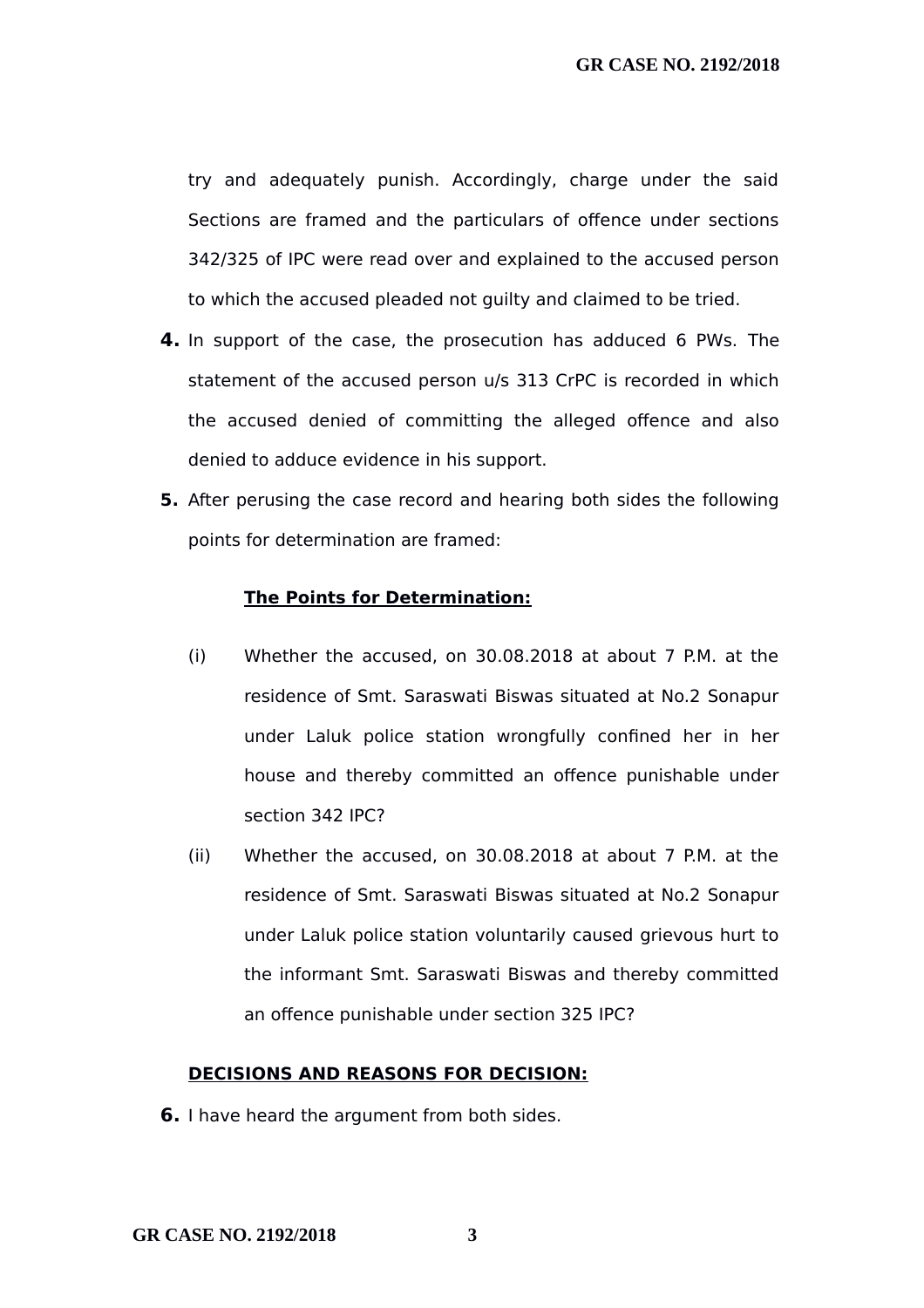try and adequately punish. Accordingly, charge under the said Sections are framed and the particulars of offence under sections 342/325 of IPC were read over and explained to the accused person to which the accused pleaded not guilty and claimed to be tried.

**4.** In support of the case, the prosecution has adduced 6 PWs. The statement of the accused person u/s 313 CrPC is recorded in which the accused denied of committing the alleged offence and also denied to adduce evidence in his support.

**5.** After perusing the case record and hearing both sides the following points for determination are framed:

**The Points for Determination:**

(i) Whether the accused, on 30.08.2018 at about 7 P.M. at the residence of Smt. Saraswati Biswas situated at No.2 Sonapur under Laluk police station wrongfully confined her in her house and thereby committed an offence punishable under section 342 IPC?

(ii) Whether the accused, on 30.08.2018 at about 7 P.M. at the residence of Smt. Saraswati Biswas situated at No.2 Sonapur under Laluk police station voluntarily caused grievous hurt to the informant Smt. Saraswati Biswas and thereby committed an offence punishable under section 325 IPC?

**DECISIONS AND REASONS FOR DECISION:**

**6.** I have heard the argument from both sides.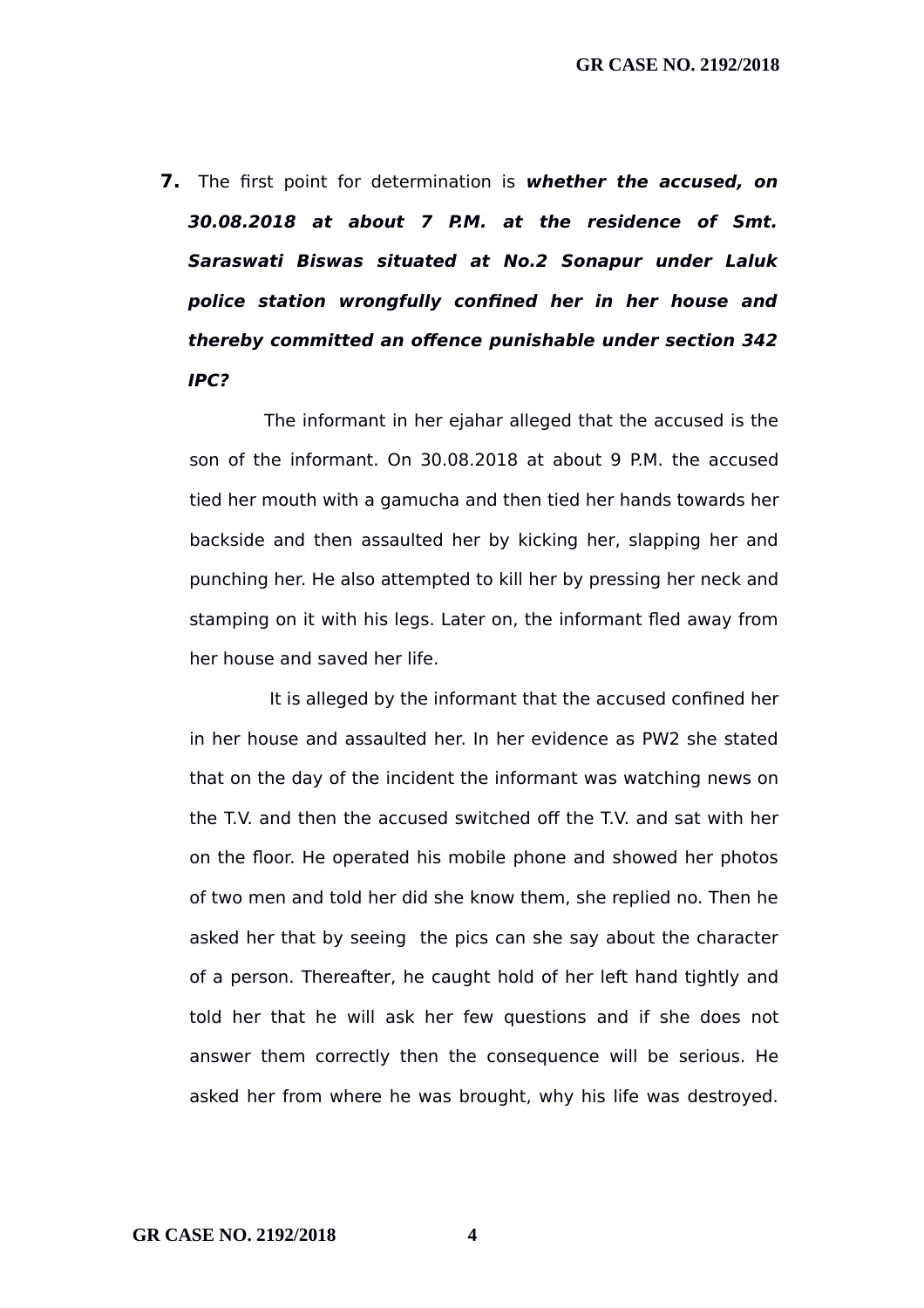**7.** The first point for determination is ***whether the accused, on 30.08.2018 at about 7 P.M. at the residence of Smt. Saraswati Biswas situated at No.2 Sonapur under Laluk police station wrongfully confined her in her house and thereby committed an offence punishable under section 342 IPC?***

The informant in her ejahar alleged that the accused is the son of the informant. On 30.08.2018 at about 9 P.M. the accused tied her mouth with a gamucha and then tied her hands towards her backside and then assaulted her by kicking her, slapping her and punching her. He also attempted to kill her by pressing her neck and stamping on it with his legs. Later on, the informant fled away from her house and saved her life.

It is alleged by the informant that the accused confined her in her house and assaulted her. In her evidence as PW2 she stated that on the day of the incident the informant was watching news on the T.V. and then the accused switched off the T.V. and sat with her on the floor. He operated his mobile phone and showed her photos of two men and told her did she know them, she replied no. Then he asked her that by seeing the pics can she say about the character of a person. Thereafter, he caught hold of her left hand tightly and told her that he will ask her few questions and if she does not answer them correctly then the consequence will be serious. He asked her from where he was brought, why his life was destroyed.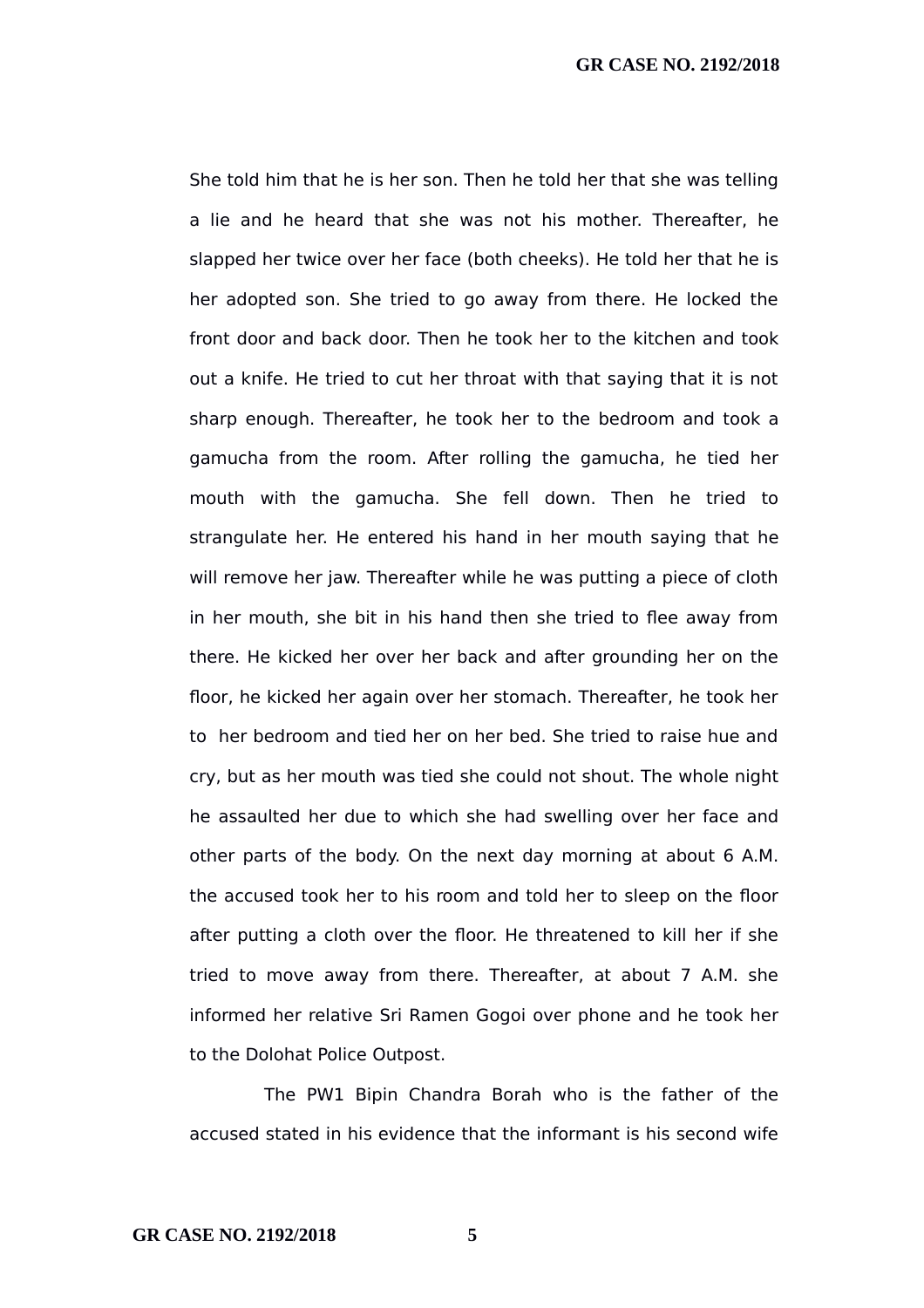She told him that he is her son. Then he told her that she was telling a lie and he heard that she was not his mother. Thereafter, he slapped her twice over her face (both cheeks). He told her that he is her adopted son. She tried to go away from there. He locked the front door and back door. Then he took her to the kitchen and took out a knife. He tried to cut her throat with that saying that it is not sharp enough. Thereafter, he took her to the bedroom and took a gamucha from the room. After rolling the gamucha, he tied her mouth with the gamucha. She fell down. Then he tried to strangulate her. He entered his hand in her mouth saying that he will remove her jaw. Thereafter while he was putting a piece of cloth in her mouth, she bit in his hand then she tried to flee away from there. He kicked her over her back and after grounding her on the floor, he kicked her again over her stomach. Thereafter, he took her to her bedroom and tied her on her bed. She tried to raise hue and cry, but as her mouth was tied she could not shout. The whole night he assaulted her due to which she had swelling over her face and other parts of the body. On the next day morning at about 6 A.M. the accused took her to his room and told her to sleep on the floor after putting a cloth over the floor. He threatened to kill her if she tried to move away from there. Thereafter, at about 7 A.M. she informed her relative Sri Ramen Gogoi over phone and he took her to the Dolohat Police Outpost.

The PW1 Bipin Chandra Borah who is the father of the accused stated in his evidence that the informant is his second wife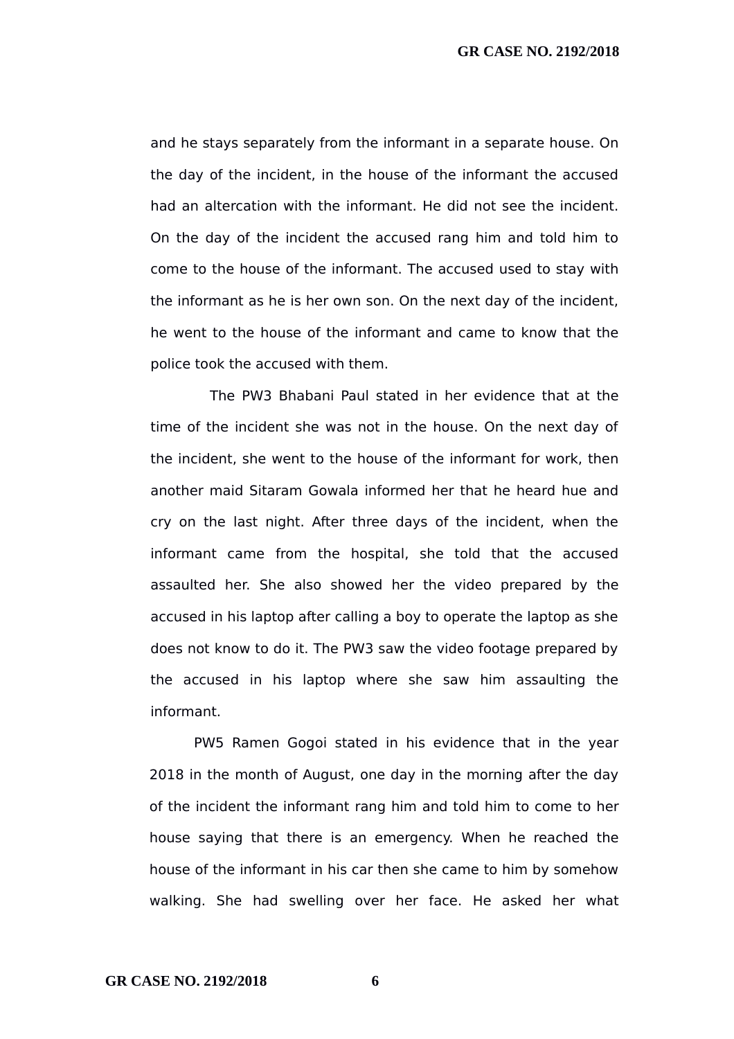and he stays separately from the informant in a separate house. On the day of the incident, in the house of the informant the accused had an altercation with the informant. He did not see the incident. On the day of the incident the accused rang him and told him to come to the house of the informant. The accused used to stay with the informant as he is her own son. On the next day of the incident, he went to the house of the informant and came to know that the police took the accused with them.

The PW3 Bhabani Paul stated in her evidence that at the time of the incident she was not in the house. On the next day of the incident, she went to the house of the informant for work, then another maid Sitaram Gowala informed her that he heard hue and cry on the last night. After three days of the incident, when the informant came from the hospital, she told that the accused assaulted her. She also showed her the video prepared by the accused in his laptop after calling a boy to operate the laptop as she does not know to do it. The PW3 saw the video footage prepared by the accused in his laptop where she saw him assaulting the informant.

PW5 Ramen Gogoi stated in his evidence that in the year 2018 in the month of August, one day in the morning after the day of the incident the informant rang him and told him to come to her house saying that there is an emergency. When he reached the house of the informant in his car then she came to him by somehow walking. She had swelling over her face. He asked her what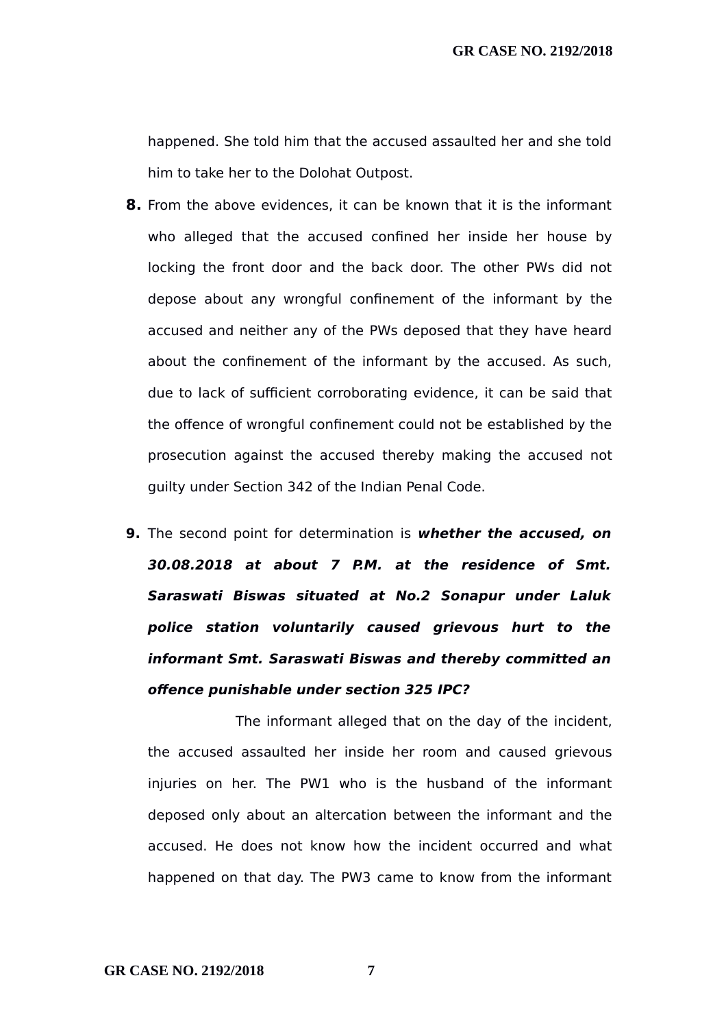happened. She told him that the accused assaulted her and she told him to take her to the Dolohat Outpost.

**8.** From the above evidences, it can be known that it is the informant who alleged that the accused confined her inside her house by locking the front door and the back door. The other PWs did not depose about any wrongful confinement of the informant by the accused and neither any of the PWs deposed that they have heard about the confinement of the informant by the accused. As such, due to lack of sufficient corroborating evidence, it can be said that the offence of wrongful confinement could not be established by the prosecution against the accused thereby making the accused not guilty under Section 342 of the Indian Penal Code.

**9.** The second point for determination is ***whether the accused, on 30.08.2018 at about 7 P.M. at the residence of Smt. Saraswati Biswas situated at No.2 Sonapur under Laluk police station voluntarily caused grievous hurt to the informant Smt. Saraswati Biswas and thereby committed an offence punishable under section 325 IPC?***

The informant alleged that on the day of the incident, the accused assaulted her inside her room and caused grievous injuries on her. The PW1 who is the husband of the informant deposed only about an altercation between the informant and the accused. He does not know how the incident occurred and what happened on that day. The PW3 came to know from the informant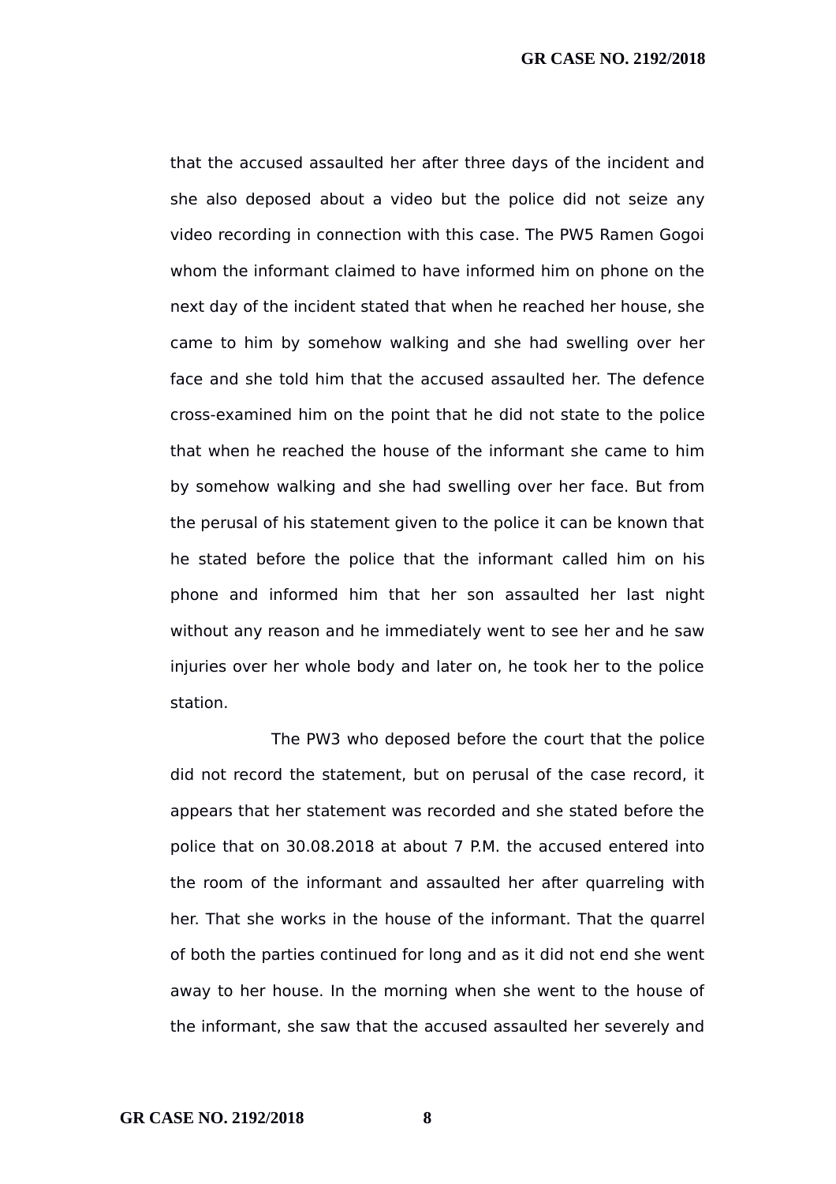that the accused assaulted her after three days of the incident and she also deposed about a video but the police did not seize any video recording in connection with this case. The PW5 Ramen Gogoi whom the informant claimed to have informed him on phone on the next day of the incident stated that when he reached her house, she came to him by somehow walking and she had swelling over her face and she told him that the accused assaulted her. The defence cross-examined him on the point that he did not state to the police that when he reached the house of the informant she came to him by somehow walking and she had swelling over her face. But from the perusal of his statement given to the police it can be known that he stated before the police that the informant called him on his phone and informed him that her son assaulted her last night without any reason and he immediately went to see her and he saw injuries over her whole body and later on, he took her to the police station.

The PW3 who deposed before the court that the police did not record the statement, but on perusal of the case record, it appears that her statement was recorded and she stated before the police that on 30.08.2018 at about 7 P.M. the accused entered into the room of the informant and assaulted her after quarreling with her. That she works in the house of the informant. That the quarrel of both the parties continued for long and as it did not end she went away to her house. In the morning when she went to the house of the informant, she saw that the accused assaulted her severely and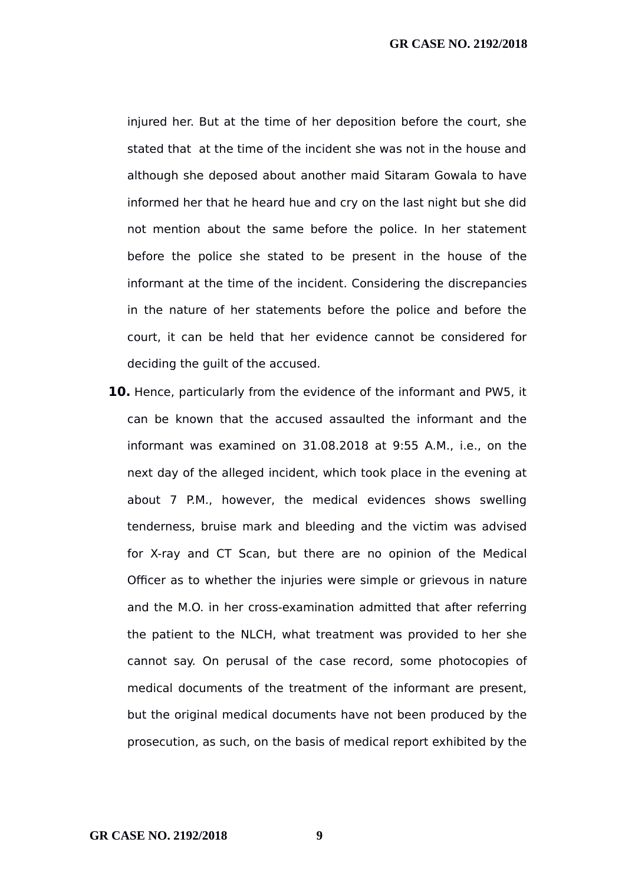injured her. But at the time of her deposition before the court, she stated that at the time of the incident she was not in the house and although she deposed about another maid Sitaram Gowala to have informed her that he heard hue and cry on the last night but she did not mention about the same before the police. In her statement before the police she stated to be present in the house of the informant at the time of the incident. Considering the discrepancies in the nature of her statements before the police and before the court, it can be held that her evidence cannot be considered for deciding the guilt of the accused.

**10.** Hence, particularly from the evidence of the informant and PW5, it can be known that the accused assaulted the informant and the informant was examined on 31.08.2018 at 9:55 A.M., i.e., on the next day of the alleged incident, which took place in the evening at about 7 P.M., however, the medical evidences shows swelling tenderness, bruise mark and bleeding and the victim was advised for X-ray and CT Scan, but there are no opinion of the Medical Officer as to whether the injuries were simple or grievous in nature and the M.O. in her cross-examination admitted that after referring the patient to the NLCH, what treatment was provided to her she cannot say. On perusal of the case record, some photocopies of medical documents of the treatment of the informant are present, but the original medical documents have not been produced by the prosecution, as such, on the basis of medical report exhibited by the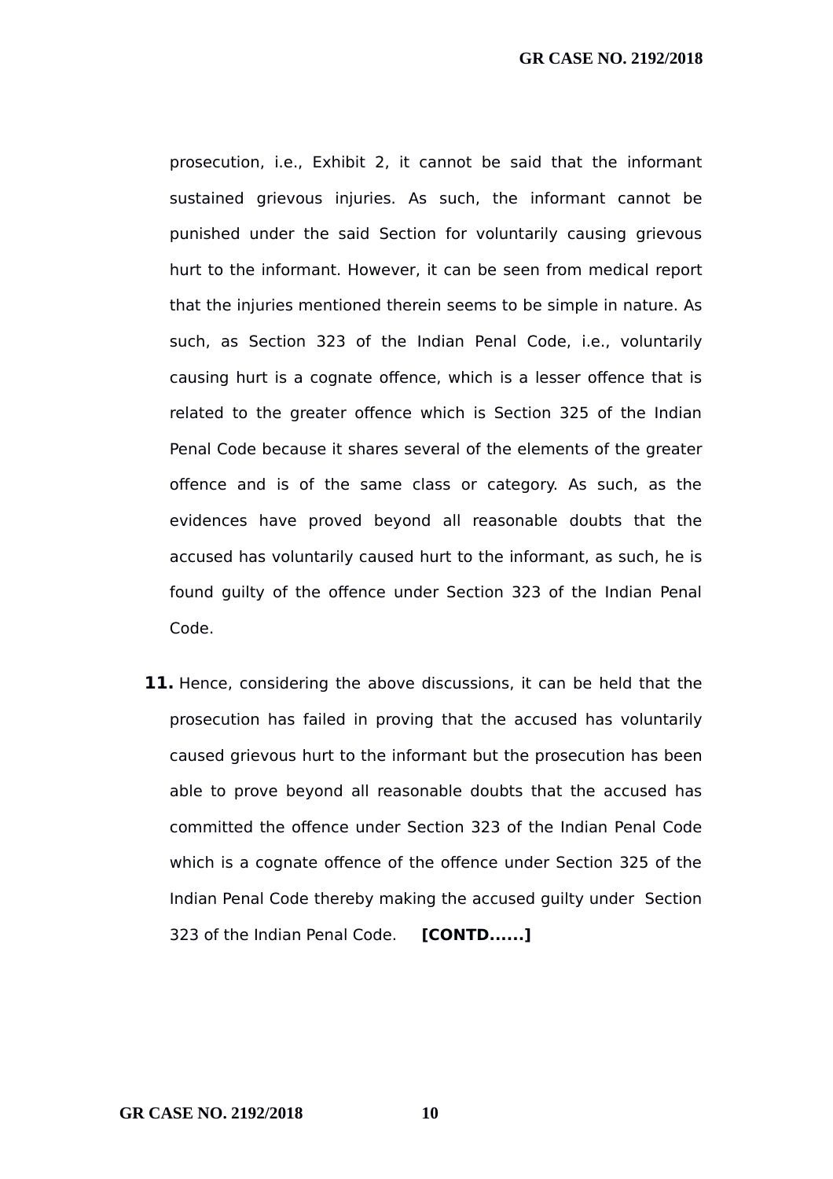prosecution, i.e., Exhibit 2, it cannot be said that the informant sustained grievous injuries. As such, the informant cannot be punished under the said Section for voluntarily causing grievous hurt to the informant. However, it can be seen from medical report that the injuries mentioned therein seems to be simple in nature. As such, as Section 323 of the Indian Penal Code, i.e., voluntarily causing hurt is a cognate offence, which is a lesser offence that is related to the greater offence which is Section 325 of the Indian Penal Code because it shares several of the elements of the greater offence and is of the same class or category. As such, as the evidences have proved beyond all reasonable doubts that the accused has voluntarily caused hurt to the informant, as such, he is found guilty of the offence under Section 323 of the Indian Penal Code.

**11.** Hence, considering the above discussions, it can be held that the prosecution has failed in proving that the accused has voluntarily caused grievous hurt to the informant but the prosecution has been able to prove beyond all reasonable doubts that the accused has committed the offence under Section 323 of the Indian Penal Code which is a cognate offence of the offence under Section 325 of the Indian Penal Code thereby making the accused guilty under Section 323 of the Indian Penal Code. **[CONTD......]**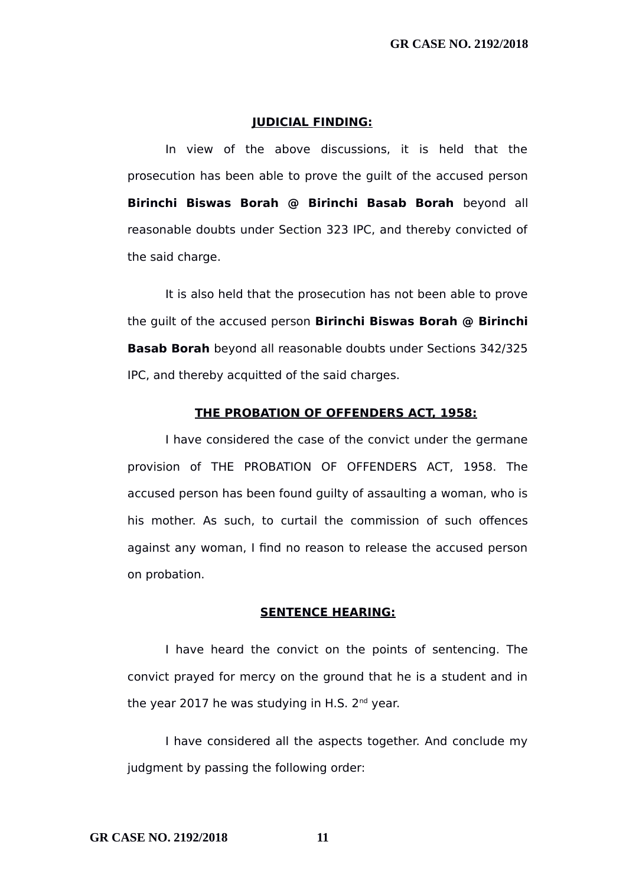## JUDICIAL FINDING:

In view of the above discussions, it is held that the prosecution has been able to prove the guilt of the accused person **Birinchi Biswas Borah @ Birinchi Basab Borah** beyond all reasonable doubts under Section 323 IPC, and thereby convicted of the said charge.

It is also held that the prosecution has not been able to prove the guilt of the accused person **Birinchi Biswas Borah @ Birinchi Basab Borah** beyond all reasonable doubts under Sections 342/325 IPC, and thereby acquitted of the said charges.

## THE PROBATION OF OFFENDERS ACT, 1958:

I have considered the case of the convict under the germane provision of THE PROBATION OF OFFENDERS ACT, 1958. The accused person has been found guilty of assaulting a woman, who is his mother. As such, to curtail the commission of such offences against any woman, I find no reason to release the accused person on probation.

## SENTENCE HEARING:

I have heard the convict on the points of sentencing. The convict prayed for mercy on the ground that he is a student and in the year 2017 he was studying in H.S. 2nd year.

I have considered all the aspects together. And conclude my judgment by passing the following order: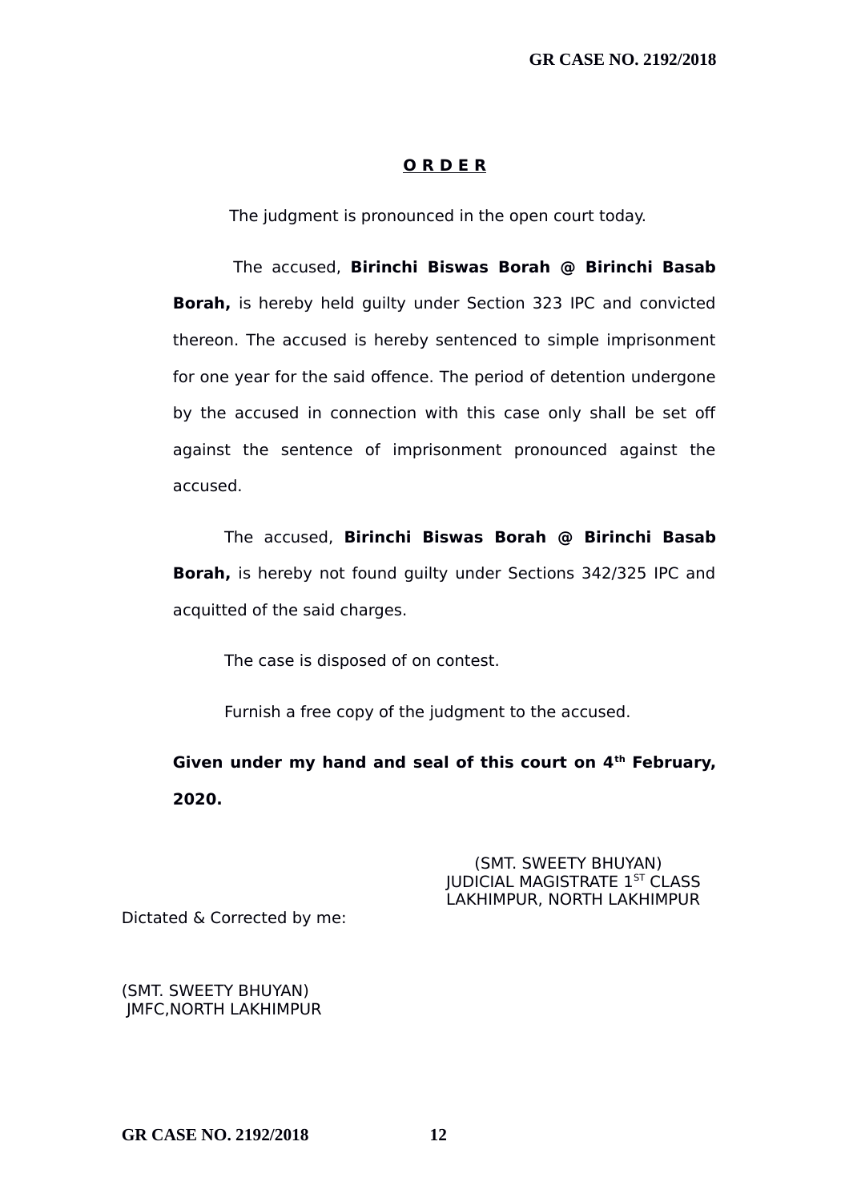## **O R D E R**

The judgment is pronounced in the open court today.

The accused, **Birinchi Biswas Borah @ Birinchi Basab Borah,** is hereby held guilty under Section 323 IPC and convicted thereon. The accused is hereby sentenced to simple imprisonment for one year for the said offence. The period of detention undergone by the accused in connection with this case only shall be set off against the sentence of imprisonment pronounced against the accused.

The accused, **Birinchi Biswas Borah @ Birinchi Basab Borah,** is hereby not found guilty under Sections 342/325 IPC and acquitted of the said charges.

The case is disposed of on contest.

Furnish a free copy of the judgment to the accused.

**Given under my hand and seal of this court on 4th February, 2020.**

(SMT. SWEETY BHUYAN)
JUDICIAL MAGISTRATE 1ST CLASS
LAKHIMPUR, NORTH LAKHIMPUR

Dictated & Corrected by me:

(SMT. SWEETY BHUYAN)
JMFC,NORTH LAKHIMPUR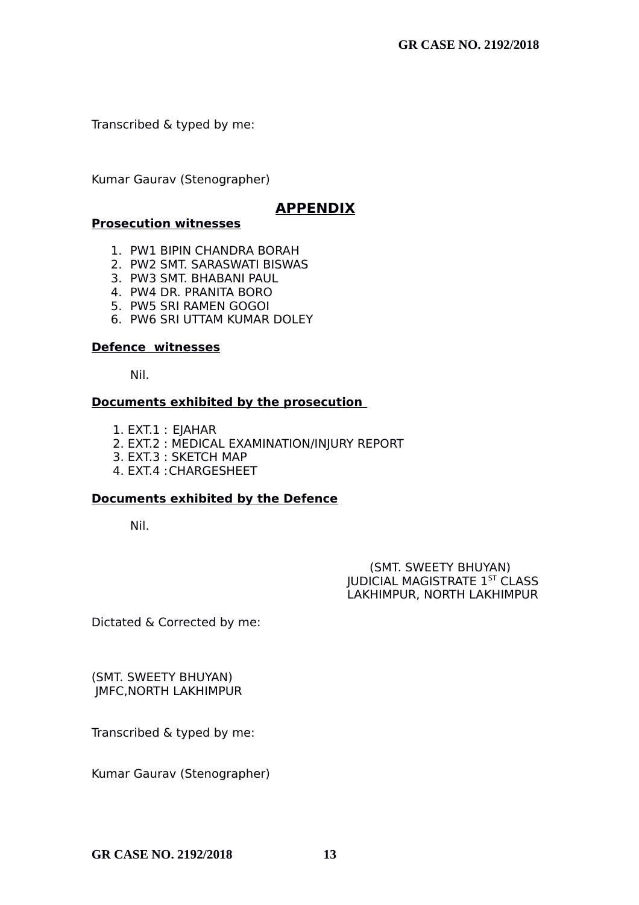Transcribed & typed by me:

Kumar Gaurav (Stenographer)

## APPENDIX

**Prosecution witnesses**

1. PW1 BIPIN CHANDRA BORAH
2. PW2 SMT. SARASWATI BISWAS
3. PW3 SMT. BHABANI PAUL
4. PW4 DR. PRANITA BORO
5. PW5 SRI RAMEN GOGOI
6. PW6 SRI UTTAM KUMAR DOLEY

**Defence witnesses**

Nil.

**Documents exhibited by the prosecution**

1. EXT.1 : EJAHAR
2. EXT.2 : MEDICAL EXAMINATION/INJURY REPORT
3. EXT.3 : SKETCH MAP
4. EXT.4 :CHARGESHEET

**Documents exhibited by the Defence**

Nil.

(SMT. SWEETY BHUYAN)
JUDICIAL MAGISTRATE 1ST CLASS
LAKHIMPUR, NORTH LAKHIMPUR

Dictated & Corrected by me:

(SMT. SWEETY BHUYAN)
JMFC,NORTH LAKHIMPUR

Transcribed & typed by me:

Kumar Gaurav (Stenographer)